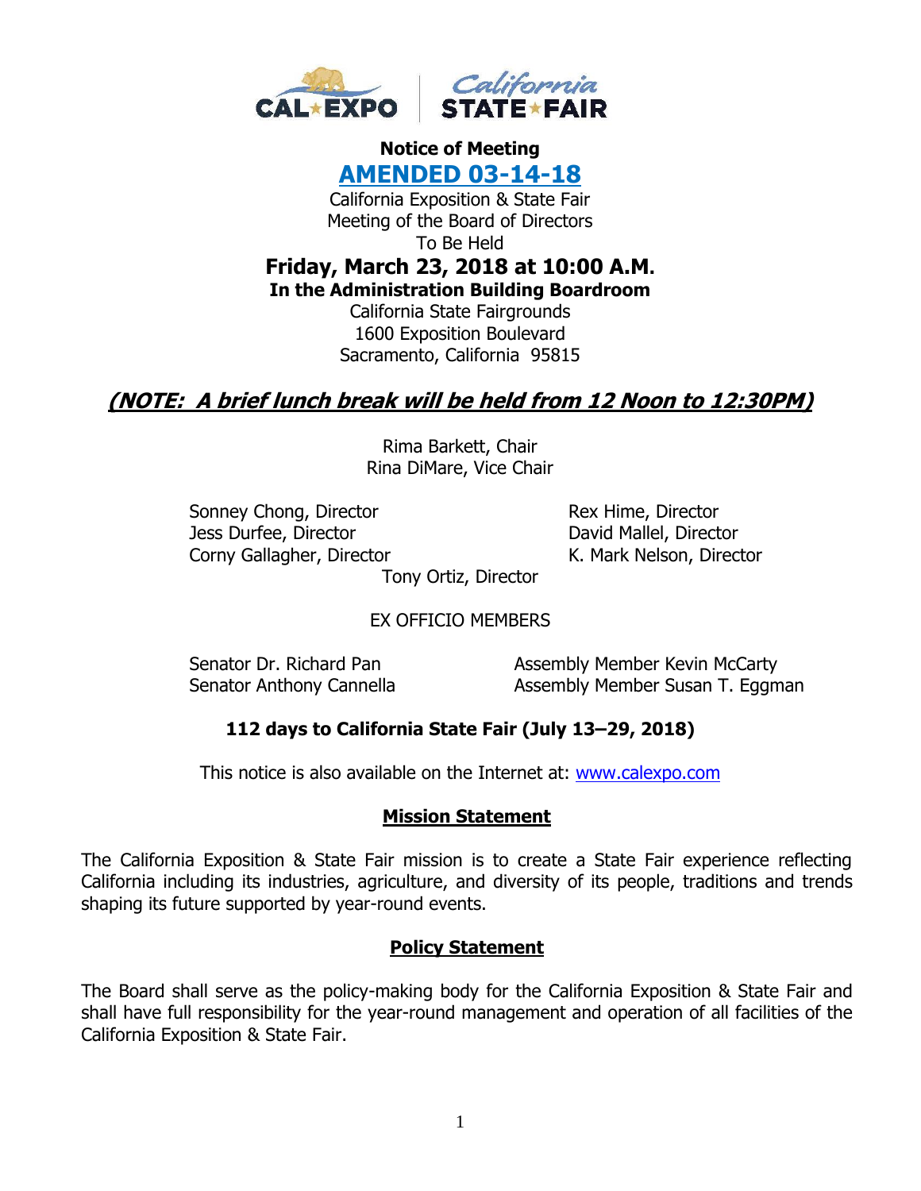**Notice of Meeting**

**AMENDED 03-14-18**

California Exposition & State Fair
Meeting of the Board of Directors
To Be Held

## Friday, March 23, 2018 at 10:00 A.M.

**In the Administration Building Boardroom**

California State Fairgrounds
1600 Exposition Boulevard
Sacramento, California 95815

***(NOTE: A brief lunch break will be held from 12 Noon to 12:30PM)***

Rima Barkett, Chair
Rina DiMare, Vice Chair

Sonney Chong, Director
Jess Durfee, Director
Corny Gallagher, Director
Rex Hime, Director
David Mallel, Director
K. Mark Nelson, Director
Tony Ortiz, Director

EX OFFICIO MEMBERS

Senator Dr. Richard Pan
Senator Anthony Cannella
Assembly Member Kevin McCarty
Assembly Member Susan T. Eggman

**112 days to California State Fair (July 13–29, 2018)**

This notice is also available on the Internet at: www.calexpo.com

## Mission Statement

The California Exposition & State Fair mission is to create a State Fair experience reflecting California including its industries, agriculture, and diversity of its people, traditions and trends shaping its future supported by year-round events.

## Policy Statement

The Board shall serve as the policy-making body for the California Exposition & State Fair and shall have full responsibility for the year-round management and operation of all facilities of the California Exposition & State Fair.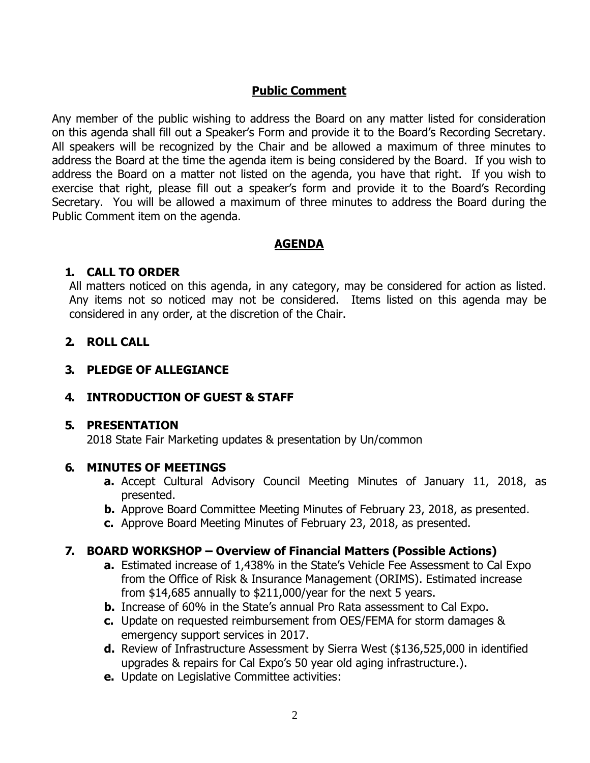## Public Comment

Any member of the public wishing to address the Board on any matter listed for consideration on this agenda shall fill out a Speaker's Form and provide it to the Board's Recording Secretary. All speakers will be recognized by the Chair and be allowed a maximum of three minutes to address the Board at the time the agenda item is being considered by the Board. If you wish to address the Board on a matter not listed on the agenda, you have that right. If you wish to exercise that right, please fill out a speaker's form and provide it to the Board's Recording Secretary. You will be allowed a maximum of three minutes to address the Board during the Public Comment item on the agenda.

## AGENDA

### 1. CALL TO ORDER

All matters noticed on this agenda, in any category, may be considered for action as listed. Any items not so noticed may not be considered. Items listed on this agenda may be considered in any order, at the discretion of the Chair.

### 2. ROLL CALL

### 3. PLEDGE OF ALLEGIANCE

### 4. INTRODUCTION OF GUEST & STAFF

### 5. PRESENTATION

2018 State Fair Marketing updates & presentation by Un/common

### 6. MINUTES OF MEETINGS

- **a.** Accept Cultural Advisory Council Meeting Minutes of January 11, 2018, as presented.
- **b.** Approve Board Committee Meeting Minutes of February 23, 2018, as presented.
- **c.** Approve Board Meeting Minutes of February 23, 2018, as presented.

### 7. BOARD WORKSHOP – Overview of Financial Matters (Possible Actions)

- **a.** Estimated increase of 1,438% in the State's Vehicle Fee Assessment to Cal Expo from the Office of Risk & Insurance Management (ORIMS). Estimated increase from $14,685 annually to $211,000/year for the next 5 years.
- **b.** Increase of 60% in the State's annual Pro Rata assessment to Cal Expo.
- **c.** Update on requested reimbursement from OES/FEMA for storm damages & emergency support services in 2017.
- **d.** Review of Infrastructure Assessment by Sierra West ($136,525,000 in identified upgrades & repairs for Cal Expo's 50 year old aging infrastructure.).
- **e.** Update on Legislative Committee activities: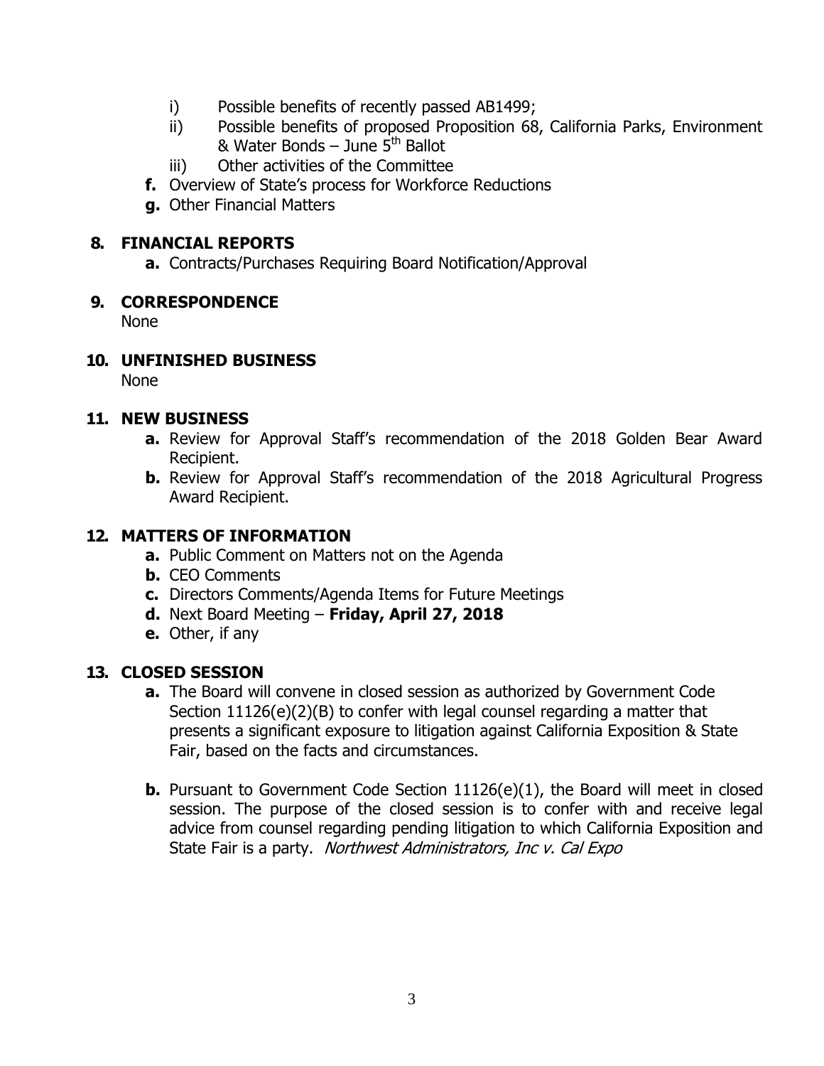i) Possible benefits of recently passed AB1499;

ii) Possible benefits of proposed Proposition 68, California Parks, Environment & Water Bonds – June 5th Ballot

iii) Other activities of the Committee

**f.** Overview of State's process for Workforce Reductions

**g.** Other Financial Matters

## 8. FINANCIAL REPORTS

**a.** Contracts/Purchases Requiring Board Notification/Approval

## 9. CORRESPONDENCE

None

## 10. UNFINISHED BUSINESS

None

## 11. NEW BUSINESS

**a.** Review for Approval Staff's recommendation of the 2018 Golden Bear Award Recipient.

**b.** Review for Approval Staff's recommendation of the 2018 Agricultural Progress Award Recipient.

## 12. MATTERS OF INFORMATION

**a.** Public Comment on Matters not on the Agenda

**b.** CEO Comments

**c.** Directors Comments/Agenda Items for Future Meetings

**d.** Next Board Meeting – **Friday, April 27, 2018**

**e.** Other, if any

## 13. CLOSED SESSION

**a.** The Board will convene in closed session as authorized by Government Code Section 11126(e)(2)(B) to confer with legal counsel regarding a matter that presents a significant exposure to litigation against California Exposition & State Fair, based on the facts and circumstances.

**b.** Pursuant to Government Code Section 11126(e)(1), the Board will meet in closed session. The purpose of the closed session is to confer with and receive legal advice from counsel regarding pending litigation to which California Exposition and State Fair is a party. *Northwest Administrators, Inc v. Cal Expo*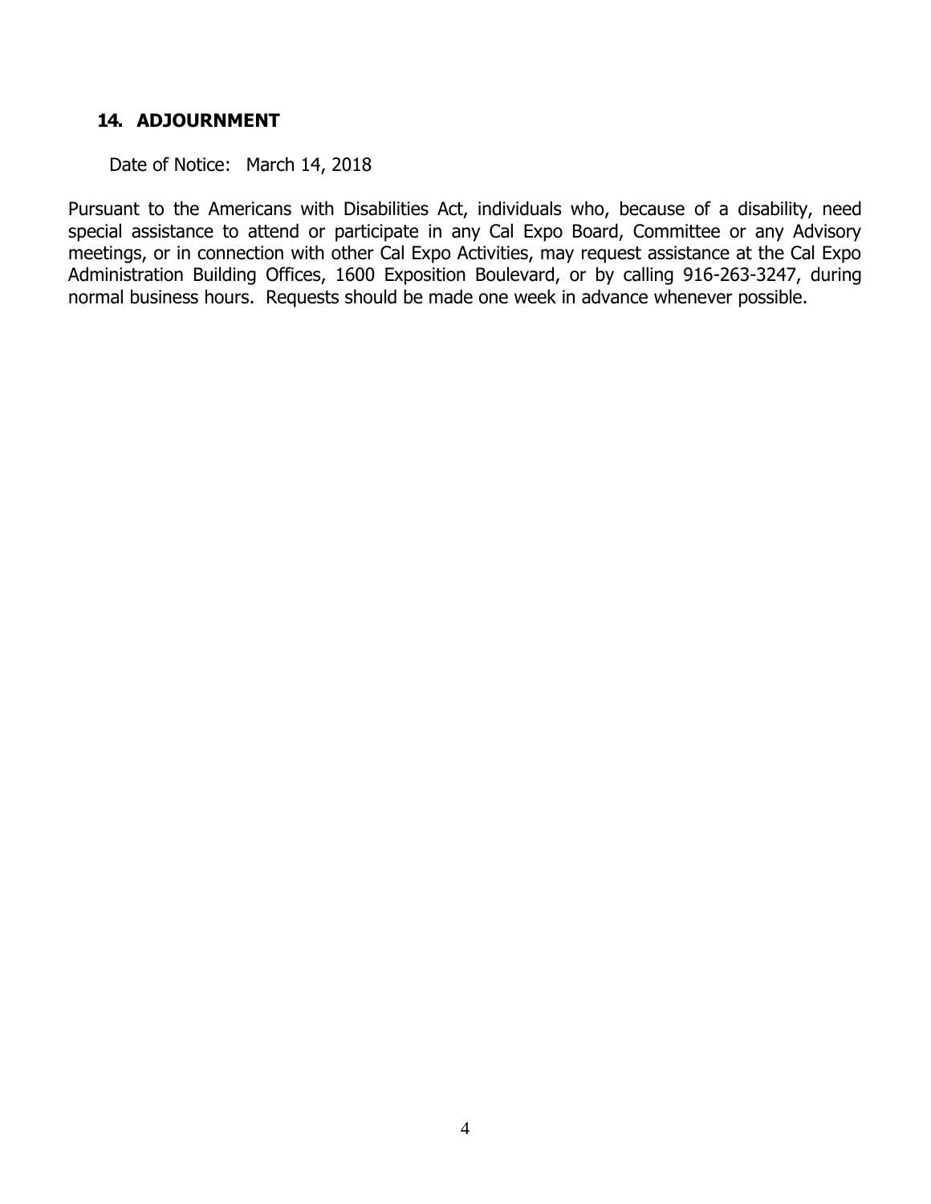## 14. ADJOURNMENT

Date of Notice: March 14, 2018

Pursuant to the Americans with Disabilities Act, individuals who, because of a disability, need special assistance to attend or participate in any Cal Expo Board, Committee or any Advisory meetings, or in connection with other Cal Expo Activities, may request assistance at the Cal Expo Administration Building Offices, 1600 Exposition Boulevard, or by calling 916-263-3247, during normal business hours. Requests should be made one week in advance whenever possible.